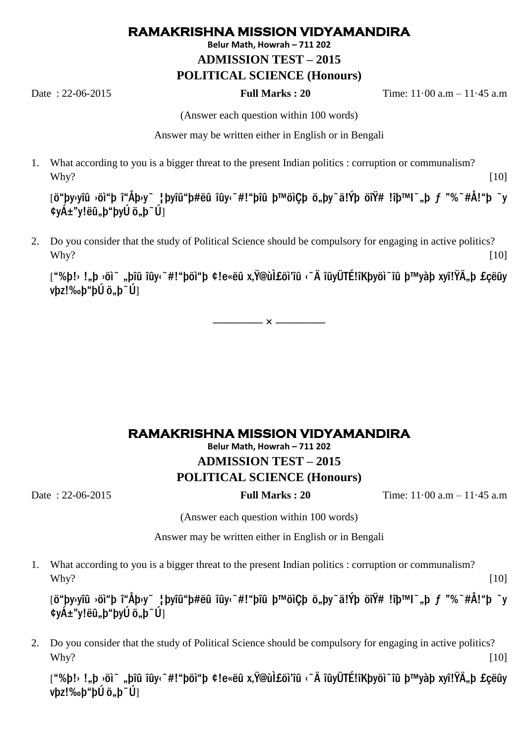# RAMAKRISHNA MISSION VIDYAMANDIRA

**Belur Math, Howrah – 711 202**

## ADMISSION TEST – 2015

## POLITICAL SCIENCE (Honours)

Date : 22-06-2015 **Full Marks : 20** Time: 11·00 a.m – 11·45 a.m

(Answer each question within 100 words)

Answer may be written either in English or in Bengali

1. What according to you is a bigger threat to the present Indian politics : corruption or communalism? Why? [10]

   [ö“þy›yîû ›öì“þ î“Åþ›y˜ ¦þyîû“þ#ëû îûy‹˜#!“þîû þ™öìÇþ ö„þy˜ä!Ýþ öíŸ# !îþ™l˜„þ ƒ ”%˜#Å!“þ ˜y ¢yÁ±”y!ëû„þ“þyÚ ö„þ˜Ú]

2. Do you consider that the study of Political Science should be compulsory for engaging in active politics? Why? [10]

   [“%þ!› !„þ ›öì˜ „þîû îûy‹˜#!“þöì“þ ¢!e«ëû x‚Ÿ@ùÌ£öì’îû ‹˜Ä îûyÜTÉ!îKþyöì˜îû þ™yàþ xyî!ŸÄ„þ £çëûy vþz!‰þ“þÚ ö„þ˜Ú]

———— × ————

# RAMAKRISHNA MISSION VIDYAMANDIRA

**Belur Math, Howrah – 711 202**

## ADMISSION TEST – 2015

## POLITICAL SCIENCE (Honours)

Date : 22-06-2015 **Full Marks : 20** Time: 11·00 a.m – 11·45 a.m

(Answer each question within 100 words)

Answer may be written either in English or in Bengali

1. What according to you is a bigger threat to the present Indian politics : corruption or communalism? Why? [10]

   [ö“þy›yîû ›öì“þ î“Åþ›y˜ ¦þyîû“þ#ëû îûy‹˜#!“þîû þ™öìÇþ ö„þy˜ä!Ýþ öíŸ# !îþ™l˜„þ ƒ ”%˜#Å!“þ ˜y ¢yÁ±”y!ëû„þ“þyÚ ö„þ˜Ú]

2. Do you consider that the study of Political Science should be compulsory for engaging in active politics? Why? [10]

   [“%þ!› !„þ ›öì˜ „þîû îûy‹˜#!“þöì“þ ¢!e«ëû x‚Ÿ@ùÌ£öì’îû ‹˜Ä îûyÜTÉ!îKþyöì˜îû þ™yàþ xyî!ŸÄ„þ £çëûy vþz!‰þ“þÚ ö„þ˜Ú]